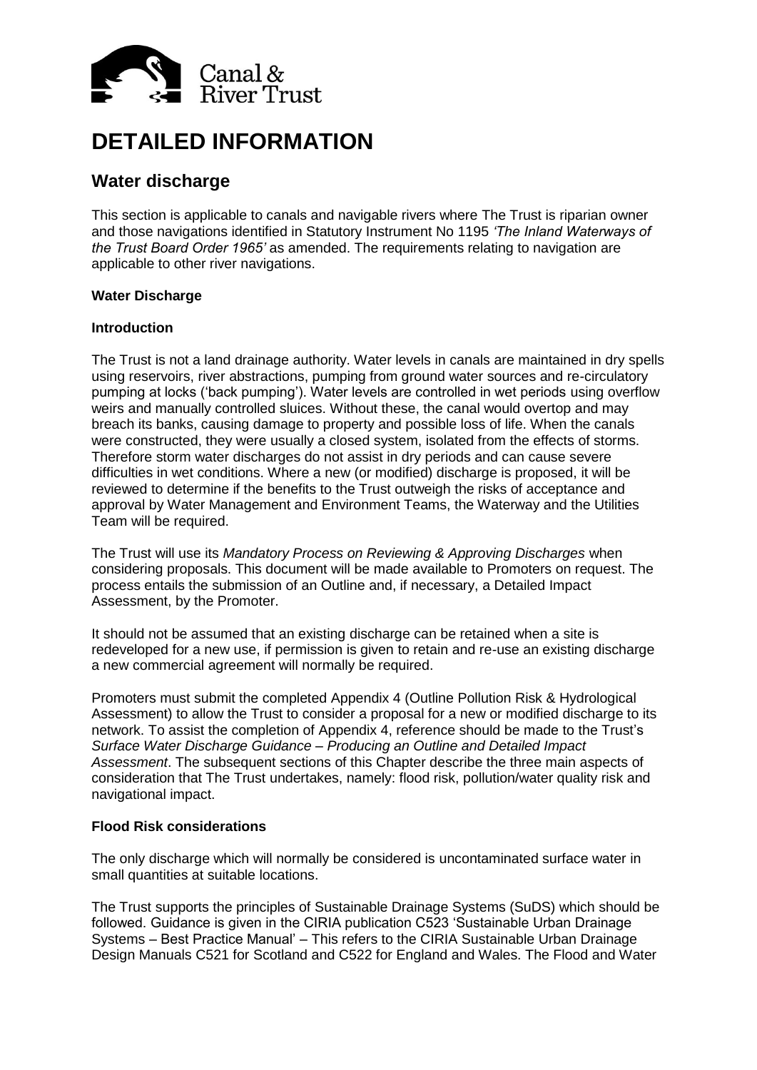Canal & River Trust

# DETAILED INFORMATION

## Water discharge

This section is applicable to canals and navigable rivers where The Trust is riparian owner and those navigations identified in Statutory Instrument No 1195 *'The Inland Waterways of the Trust Board Order 1965'* as amended. The requirements relating to navigation are applicable to other river navigations.

**Water Discharge**

**Introduction**

The Trust is not a land drainage authority. Water levels in canals are maintained in dry spells using reservoirs, river abstractions, pumping from ground water sources and re-circulatory pumping at locks ('back pumping'). Water levels are controlled in wet periods using overflow weirs and manually controlled sluices. Without these, the canal would overtop and may breach its banks, causing damage to property and possible loss of life. When the canals were constructed, they were usually a closed system, isolated from the effects of storms. Therefore storm water discharges do not assist in dry periods and can cause severe difficulties in wet conditions. Where a new (or modified) discharge is proposed, it will be reviewed to determine if the benefits to the Trust outweigh the risks of acceptance and approval by Water Management and Environment Teams, the Waterway and the Utilities Team will be required.

The Trust will use its *Mandatory Process on Reviewing & Approving Discharges* when considering proposals. This document will be made available to Promoters on request. The process entails the submission of an Outline and, if necessary, a Detailed Impact Assessment, by the Promoter.

It should not be assumed that an existing discharge can be retained when a site is redeveloped for a new use, if permission is given to retain and re-use an existing discharge a new commercial agreement will normally be required.

Promoters must submit the completed Appendix 4 (Outline Pollution Risk & Hydrological Assessment) to allow the Trust to consider a proposal for a new or modified discharge to its network. To assist the completion of Appendix 4, reference should be made to the Trust's *Surface Water Discharge Guidance – Producing an Outline and Detailed Impact Assessment*. The subsequent sections of this Chapter describe the three main aspects of consideration that The Trust undertakes, namely: flood risk, pollution/water quality risk and navigational impact.

**Flood Risk considerations**

The only discharge which will normally be considered is uncontaminated surface water in small quantities at suitable locations.

The Trust supports the principles of Sustainable Drainage Systems (SuDS) which should be followed. Guidance is given in the CIRIA publication C523 'Sustainable Urban Drainage Systems – Best Practice Manual' – This refers to the CIRIA Sustainable Urban Drainage Design Manuals C521 for Scotland and C522 for England and Wales. The Flood and Water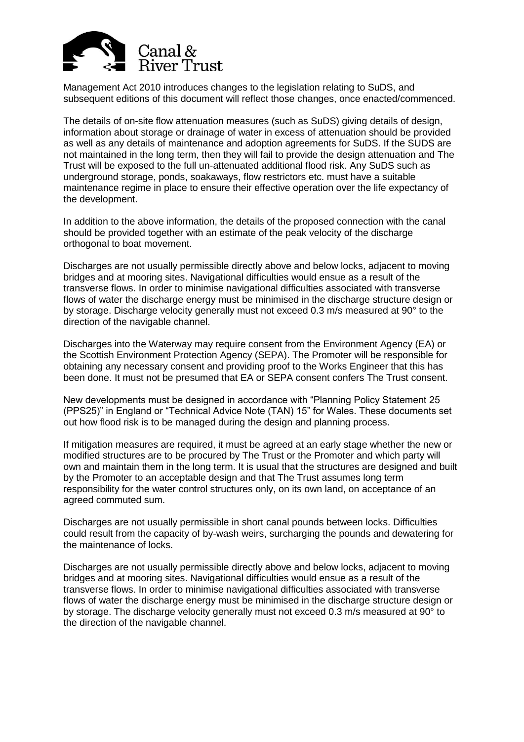Management Act 2010 introduces changes to the legislation relating to SuDS, and subsequent editions of this document will reflect those changes, once enacted/commenced.

The details of on-site flow attenuation measures (such as SuDS) giving details of design, information about storage or drainage of water in excess of attenuation should be provided as well as any details of maintenance and adoption agreements for SuDS. If the SUDS are not maintained in the long term, then they will fail to provide the design attenuation and The Trust will be exposed to the full un-attenuated additional flood risk. Any SuDS such as underground storage, ponds, soakaways, flow restrictors etc. must have a suitable maintenance regime in place to ensure their effective operation over the life expectancy of the development.

In addition to the above information, the details of the proposed connection with the canal should be provided together with an estimate of the peak velocity of the discharge orthogonal to boat movement.

Discharges are not usually permissible directly above and below locks, adjacent to moving bridges and at mooring sites. Navigational difficulties would ensue as a result of the transverse flows. In order to minimise navigational difficulties associated with transverse flows of water the discharge energy must be minimised in the discharge structure design or by storage. Discharge velocity generally must not exceed 0.3 m/s measured at 90° to the direction of the navigable channel.

Discharges into the Waterway may require consent from the Environment Agency (EA) or the Scottish Environment Protection Agency (SEPA). The Promoter will be responsible for obtaining any necessary consent and providing proof to the Works Engineer that this has been done. It must not be presumed that EA or SEPA consent confers The Trust consent.

New developments must be designed in accordance with "Planning Policy Statement 25 (PPS25)" in England or "Technical Advice Note (TAN) 15" for Wales. These documents set out how flood risk is to be managed during the design and planning process.

If mitigation measures are required, it must be agreed at an early stage whether the new or modified structures are to be procured by The Trust or the Promoter and which party will own and maintain them in the long term. It is usual that the structures are designed and built by the Promoter to an acceptable design and that The Trust assumes long term responsibility for the water control structures only, on its own land, on acceptance of an agreed commuted sum.

Discharges are not usually permissible in short canal pounds between locks. Difficulties could result from the capacity of by-wash weirs, surcharging the pounds and dewatering for the maintenance of locks.

Discharges are not usually permissible directly above and below locks, adjacent to moving bridges and at mooring sites. Navigational difficulties would ensue as a result of the transverse flows. In order to minimise navigational difficulties associated with transverse flows of water the discharge energy must be minimised in the discharge structure design or by storage. The discharge velocity generally must not exceed 0.3 m/s measured at 90° to the direction of the navigable channel.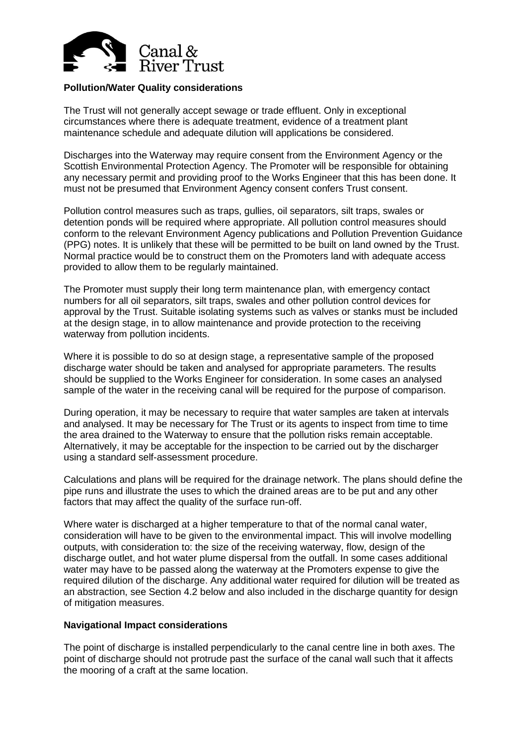**Pollution/Water Quality considerations**

The Trust will not generally accept sewage or trade effluent. Only in exceptional circumstances where there is adequate treatment, evidence of a treatment plant maintenance schedule and adequate dilution will applications be considered.

Discharges into the Waterway may require consent from the Environment Agency or the Scottish Environmental Protection Agency. The Promoter will be responsible for obtaining any necessary permit and providing proof to the Works Engineer that this has been done. It must not be presumed that Environment Agency consent confers Trust consent.

Pollution control measures such as traps, gullies, oil separators, silt traps, swales or detention ponds will be required where appropriate. All pollution control measures should conform to the relevant Environment Agency publications and Pollution Prevention Guidance (PPG) notes. It is unlikely that these will be permitted to be built on land owned by the Trust. Normal practice would be to construct them on the Promoters land with adequate access provided to allow them to be regularly maintained.

The Promoter must supply their long term maintenance plan, with emergency contact numbers for all oil separators, silt traps, swales and other pollution control devices for approval by the Trust. Suitable isolating systems such as valves or stanks must be included at the design stage, in to allow maintenance and provide protection to the receiving waterway from pollution incidents.

Where it is possible to do so at design stage, a representative sample of the proposed discharge water should be taken and analysed for appropriate parameters. The results should be supplied to the Works Engineer for consideration. In some cases an analysed sample of the water in the receiving canal will be required for the purpose of comparison.

During operation, it may be necessary to require that water samples are taken at intervals and analysed. It may be necessary for The Trust or its agents to inspect from time to time the area drained to the Waterway to ensure that the pollution risks remain acceptable. Alternatively, it may be acceptable for the inspection to be carried out by the discharger using a standard self-assessment procedure.

Calculations and plans will be required for the drainage network. The plans should define the pipe runs and illustrate the uses to which the drained areas are to be put and any other factors that may affect the quality of the surface run-off.

Where water is discharged at a higher temperature to that of the normal canal water, consideration will have to be given to the environmental impact. This will involve modelling outputs, with consideration to: the size of the receiving waterway, flow, design of the discharge outlet, and hot water plume dispersal from the outfall. In some cases additional water may have to be passed along the waterway at the Promoters expense to give the required dilution of the discharge. Any additional water required for dilution will be treated as an abstraction, see Section 4.2 below and also included in the discharge quantity for design of mitigation measures.

**Navigational Impact considerations**

The point of discharge is installed perpendicularly to the canal centre line in both axes. The point of discharge should not protrude past the surface of the canal wall such that it affects the mooring of a craft at the same location.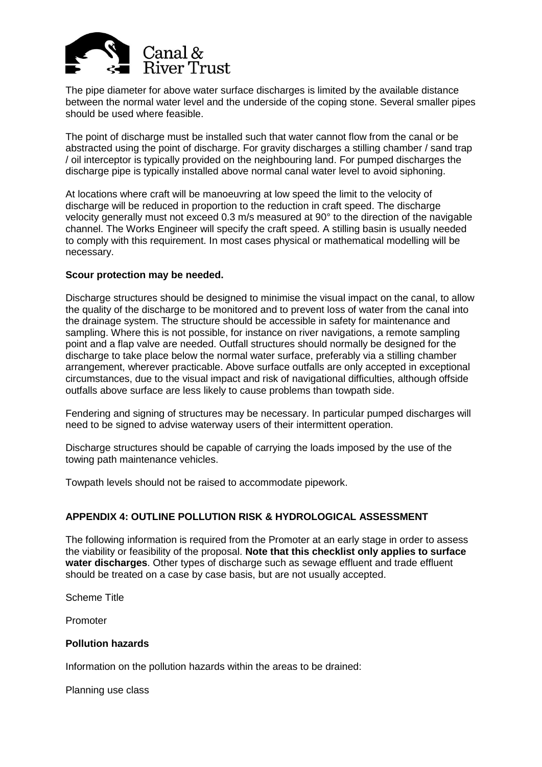The pipe diameter for above water surface discharges is limited by the available distance between the normal water level and the underside of the coping stone. Several smaller pipes should be used where feasible.

The point of discharge must be installed such that water cannot flow from the canal or be abstracted using the point of discharge. For gravity discharges a stilling chamber / sand trap / oil interceptor is typically provided on the neighbouring land. For pumped discharges the discharge pipe is typically installed above normal canal water level to avoid siphoning.

At locations where craft will be manoeuvring at low speed the limit to the velocity of discharge will be reduced in proportion to the reduction in craft speed. The discharge velocity generally must not exceed 0.3 m/s measured at 90° to the direction of the navigable channel. The Works Engineer will specify the craft speed. A stilling basin is usually needed to comply with this requirement. In most cases physical or mathematical modelling will be necessary.

**Scour protection may be needed.**

Discharge structures should be designed to minimise the visual impact on the canal, to allow the quality of the discharge to be monitored and to prevent loss of water from the canal into the drainage system. The structure should be accessible in safety for maintenance and sampling. Where this is not possible, for instance on river navigations, a remote sampling point and a flap valve are needed. Outfall structures should normally be designed for the discharge to take place below the normal water surface, preferably via a stilling chamber arrangement, wherever practicable. Above surface outfalls are only accepted in exceptional circumstances, due to the visual impact and risk of navigational difficulties, although offside outfalls above surface are less likely to cause problems than towpath side.

Fendering and signing of structures may be necessary. In particular pumped discharges will need to be signed to advise waterway users of their intermittent operation.

Discharge structures should be capable of carrying the loads imposed by the use of the towing path maintenance vehicles.

Towpath levels should not be raised to accommodate pipework.

## APPENDIX 4: OUTLINE POLLUTION RISK & HYDROLOGICAL ASSESSMENT

The following information is required from the Promoter at an early stage in order to assess the viability or feasibility of the proposal. **Note that this checklist only applies to surface water discharges**. Other types of discharge such as sewage effluent and trade effluent should be treated on a case by case basis, but are not usually accepted.

Scheme Title

Promoter

**Pollution hazards**

Information on the pollution hazards within the areas to be drained:

Planning use class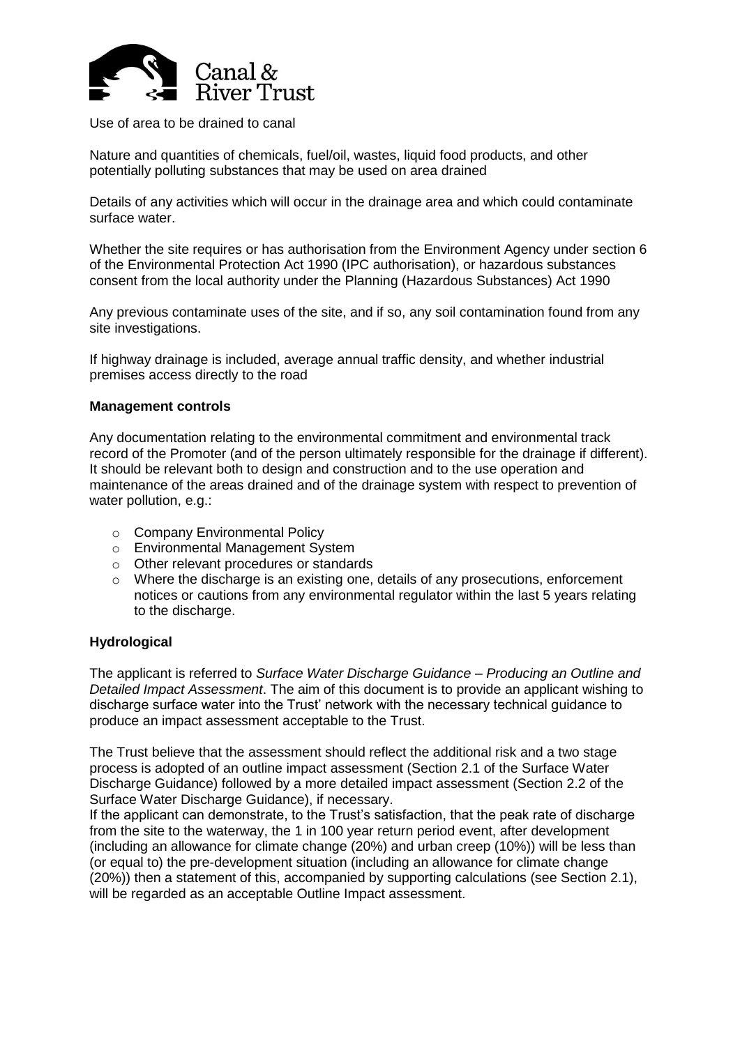Use of area to be drained to canal

Nature and quantities of chemicals, fuel/oil, wastes, liquid food products, and other potentially polluting substances that may be used on area drained

Details of any activities which will occur in the drainage area and which could contaminate surface water.

Whether the site requires or has authorisation from the Environment Agency under section 6 of the Environmental Protection Act 1990 (IPC authorisation), or hazardous substances consent from the local authority under the Planning (Hazardous Substances) Act 1990

Any previous contaminate uses of the site, and if so, any soil contamination found from any site investigations.

If highway drainage is included, average annual traffic density, and whether industrial premises access directly to the road

**Management controls**

Any documentation relating to the environmental commitment and environmental track record of the Promoter (and of the person ultimately responsible for the drainage if different). It should be relevant both to design and construction and to the use operation and maintenance of the areas drained and of the drainage system with respect to prevention of water pollution, e.g.:

- Company Environmental Policy
- Environmental Management System
- Other relevant procedures or standards
- Where the discharge is an existing one, details of any prosecutions, enforcement notices or cautions from any environmental regulator within the last 5 years relating to the discharge.

**Hydrological**

The applicant is referred to *Surface Water Discharge Guidance – Producing an Outline and Detailed Impact Assessment*. The aim of this document is to provide an applicant wishing to discharge surface water into the Trust' network with the necessary technical guidance to produce an impact assessment acceptable to the Trust.

The Trust believe that the assessment should reflect the additional risk and a two stage process is adopted of an outline impact assessment (Section 2.1 of the Surface Water Discharge Guidance) followed by a more detailed impact assessment (Section 2.2 of the Surface Water Discharge Guidance), if necessary.
If the applicant can demonstrate, to the Trust's satisfaction, that the peak rate of discharge from the site to the waterway, the 1 in 100 year return period event, after development (including an allowance for climate change (20%) and urban creep (10%)) will be less than (or equal to) the pre-development situation (including an allowance for climate change (20%)) then a statement of this, accompanied by supporting calculations (see Section 2.1), will be regarded as an acceptable Outline Impact assessment.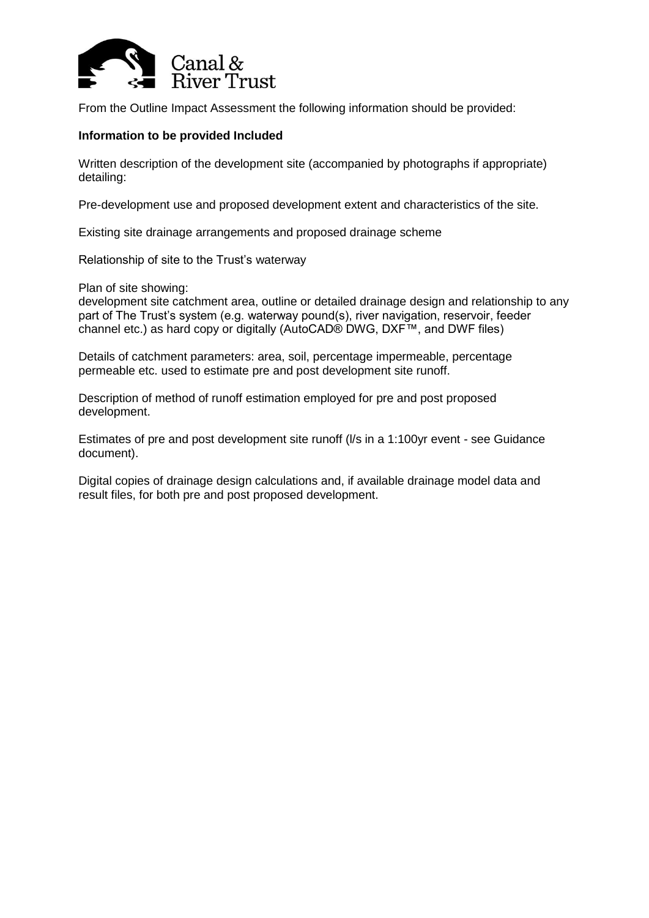From the Outline Impact Assessment the following information should be provided:

**Information to be provided Included**

Written description of the development site (accompanied by photographs if appropriate) detailing:

Pre-development use and proposed development extent and characteristics of the site.

Existing site drainage arrangements and proposed drainage scheme

Relationship of site to the Trust's waterway

Plan of site showing:
development site catchment area, outline or detailed drainage design and relationship to any part of The Trust's system (e.g. waterway pound(s), river navigation, reservoir, feeder channel etc.) as hard copy or digitally (AutoCAD® DWG, DXF™, and DWF files)

Details of catchment parameters: area, soil, percentage impermeable, percentage permeable etc. used to estimate pre and post development site runoff.

Description of method of runoff estimation employed for pre and post proposed development.

Estimates of pre and post development site runoff (l/s in a 1:100yr event - see Guidance document).

Digital copies of drainage design calculations and, if available drainage model data and result files, for both pre and post proposed development.